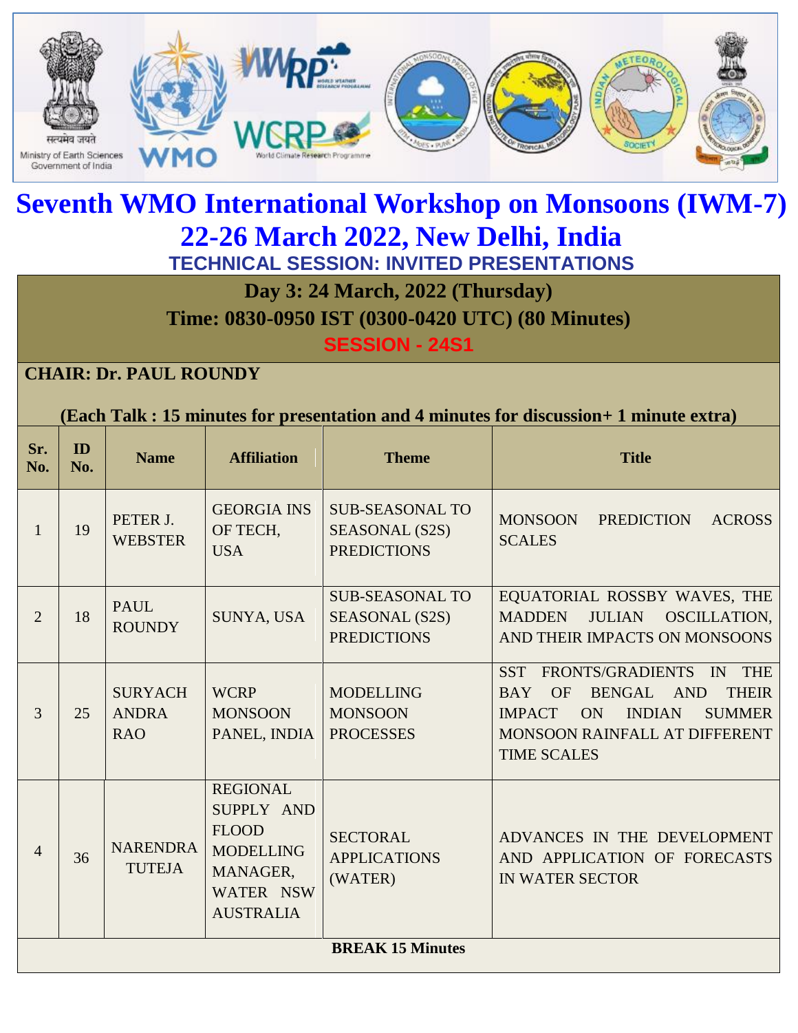# Seventh WMO International Workshop on Monsoons (IWM-7)
# 22-26 March 2022, New Delhi, India

## TECHNICAL SESSION: INVITED PRESENTATIONS

**Day 3: 24 March, 2022 (Thursday)**

**Time: 0830-0950 IST (0300-0420 UTC) (80 Minutes)**

**SESSION - 24S1**

**CHAIR: Dr. PAUL ROUNDY**

**(Each Talk : 15 minutes for presentation and 4 minutes for discussion+ 1 minute extra)**

| Sr. No. | ID No. | Name | Affiliation | Theme | Title |
|---|---|---|---|---|---|
| 1 | 19 | PETER J. WEBSTER | GEORGIA INS OF TECH, USA | SUB-SEASONAL TO SEASONAL (S2S) PREDICTIONS | MONSOON PREDICTION ACROSS SCALES |
| 2 | 18 | PAUL ROUNDY | SUNYA, USA | SUB-SEASONAL TO SEASONAL (S2S) PREDICTIONS | EQUATORIAL ROSSBY WAVES, THE MADDEN JULIAN OSCILLATION, AND THEIR IMPACTS ON MONSOONS |
| 3 | 25 | SURYACH ANDRA RAO | WCRP MONSOON PANEL, INDIA | MODELLING MONSOON PROCESSES | SST FRONTS/GRADIENTS IN THE BAY OF BENGAL AND THEIR IMPACT ON INDIAN SUMMER MONSOON RAINFALL AT DIFFERENT TIME SCALES |
| 4 | 36 | NARENDRA TUTEJA | REGIONAL SUPPLY AND FLOOD MODELLING MANAGER, WATER NSW AUSTRALIA | SECTORAL APPLICATIONS (WATER) | ADVANCES IN THE DEVELOPMENT AND APPLICATION OF FORECASTS IN WATER SECTOR |
| **BREAK 15 Minutes** | | | | | |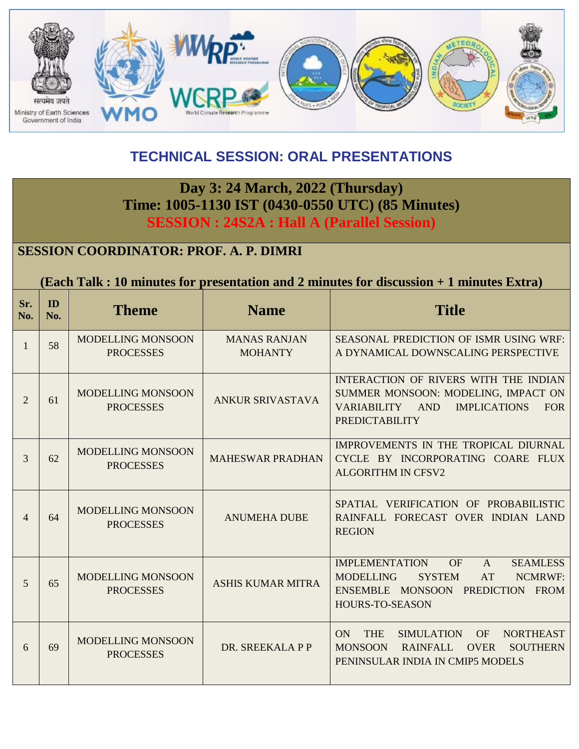## TECHNICAL SESSION: ORAL PRESENTATIONS

**Day 3: 24 March, 2022 (Thursday)**
**Time: 1005-1130 IST (0430-0550 UTC) (85 Minutes)**
**SESSION : 24S2A : Hall A (Parallel Session)**

**SESSION COORDINATOR: PROF. A. P. DIMRI**

**(Each Talk : 10 minutes for presentation and 2 minutes for discussion + 1 minutes Extra)**

| Sr. No. | ID No. | Theme | Name | Title |
|---|---|---|---|---|
| 1 | 58 | MODELLING MONSOON PROCESSES | MANAS RANJAN MOHANTY | SEASONAL PREDICTION OF ISMR USING WRF: A DYNAMICAL DOWNSCALING PERSPECTIVE |
| 2 | 61 | MODELLING MONSOON PROCESSES | ANKUR SRIVASTAVA | INTERACTION OF RIVERS WITH THE INDIAN SUMMER MONSOON: MODELING, IMPACT ON VARIABILITY AND IMPLICATIONS FOR PREDICTABILITY |
| 3 | 62 | MODELLING MONSOON PROCESSES | MAHESWAR PRADHAN | IMPROVEMENTS IN THE TROPICAL DIURNAL CYCLE BY INCORPORATING COARE FLUX ALGORITHM IN CFSV2 |
| 4 | 64 | MODELLING MONSOON PROCESSES | ANUMEHA DUBE | SPATIAL VERIFICATION OF PROBABILISTIC RAINFALL FORECAST OVER INDIAN LAND REGION |
| 5 | 65 | MODELLING MONSOON PROCESSES | ASHIS KUMAR MITRA | IMPLEMENTATION OF A SEAMLESS MODELLING SYSTEM AT NCMRWF: ENSEMBLE MONSOON PREDICTION FROM HOURS-TO-SEASON |
| 6 | 69 | MODELLING MONSOON PROCESSES | DR. SREEKALA P P | ON THE SIMULATION OF NORTHEAST MONSOON RAINFALL OVER SOUTHERN PENINSULAR INDIA IN CMIP5 MODELS |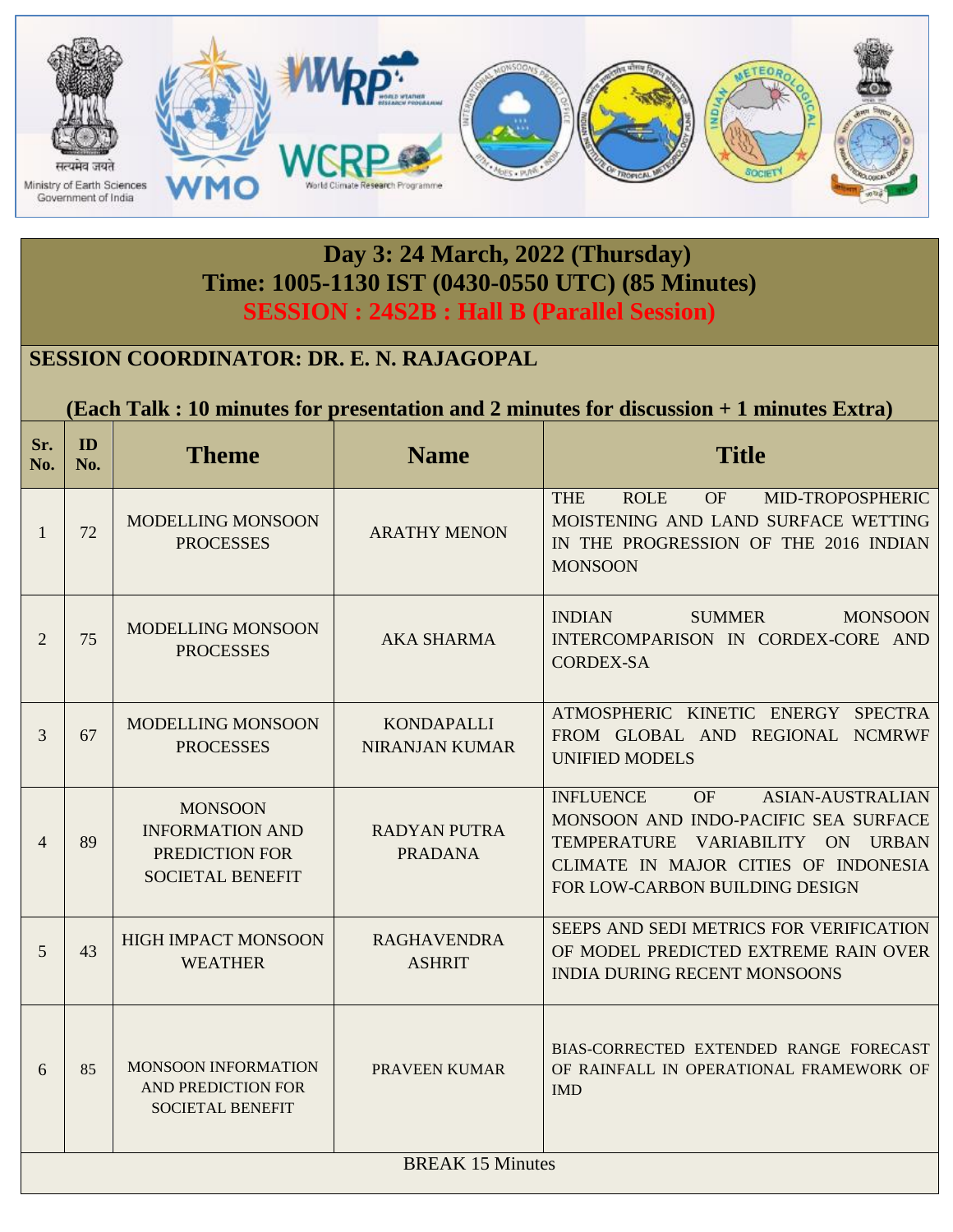## Day 3: 24 March, 2022 (Thursday)
## Time: 1005-1130 IST (0430-0550 UTC) (85 Minutes)
## SESSION : 24S2B : Hall B (Parallel Session)

**SESSION COORDINATOR: DR. E. N. RAJAGOPAL**

**(Each Talk : 10 minutes for presentation and 2 minutes for discussion + 1 minutes Extra)**

| Sr. No. | ID No. | Theme | Name | Title |
|---|---|---|---|---|
| 1 | 72 | MODELLING MONSOON PROCESSES | ARATHY MENON | THE ROLE OF MID-TROPOSPHERIC MOISTENING AND LAND SURFACE WETTING IN THE PROGRESSION OF THE 2016 INDIAN MONSOON |
| 2 | 75 | MODELLING MONSOON PROCESSES | AKA SHARMA | INDIAN SUMMER MONSOON INTERCOMPARISON IN CORDEX-CORE AND CORDEX-SA |
| 3 | 67 | MODELLING MONSOON PROCESSES | KONDAPALLI NIRANJAN KUMAR | ATMOSPHERIC KINETIC ENERGY SPECTRA FROM GLOBAL AND REGIONAL NCMRWF UNIFIED MODELS |
| 4 | 89 | MONSOON INFORMATION AND PREDICTION FOR SOCIETAL BENEFIT | RADYAN PUTRA PRADANA | INFLUENCE OF ASIAN-AUSTRALIAN MONSOON AND INDO-PACIFIC SEA SURFACE TEMPERATURE VARIABILITY ON URBAN CLIMATE IN MAJOR CITIES OF INDONESIA FOR LOW-CARBON BUILDING DESIGN |
| 5 | 43 | HIGH IMPACT MONSOON WEATHER | RAGHAVENDRA ASHRIT | SEEPS AND SEDI METRICS FOR VERIFICATION OF MODEL PREDICTED EXTREME RAIN OVER INDIA DURING RECENT MONSOONS |
| 6 | 85 | MONSOON INFORMATION AND PREDICTION FOR SOCIETAL BENEFIT | PRAVEEN KUMAR | BIAS-CORRECTED EXTENDED RANGE FORECAST OF RAINFALL IN OPERATIONAL FRAMEWORK OF IMD |
| BREAK 15 Minutes | | | | |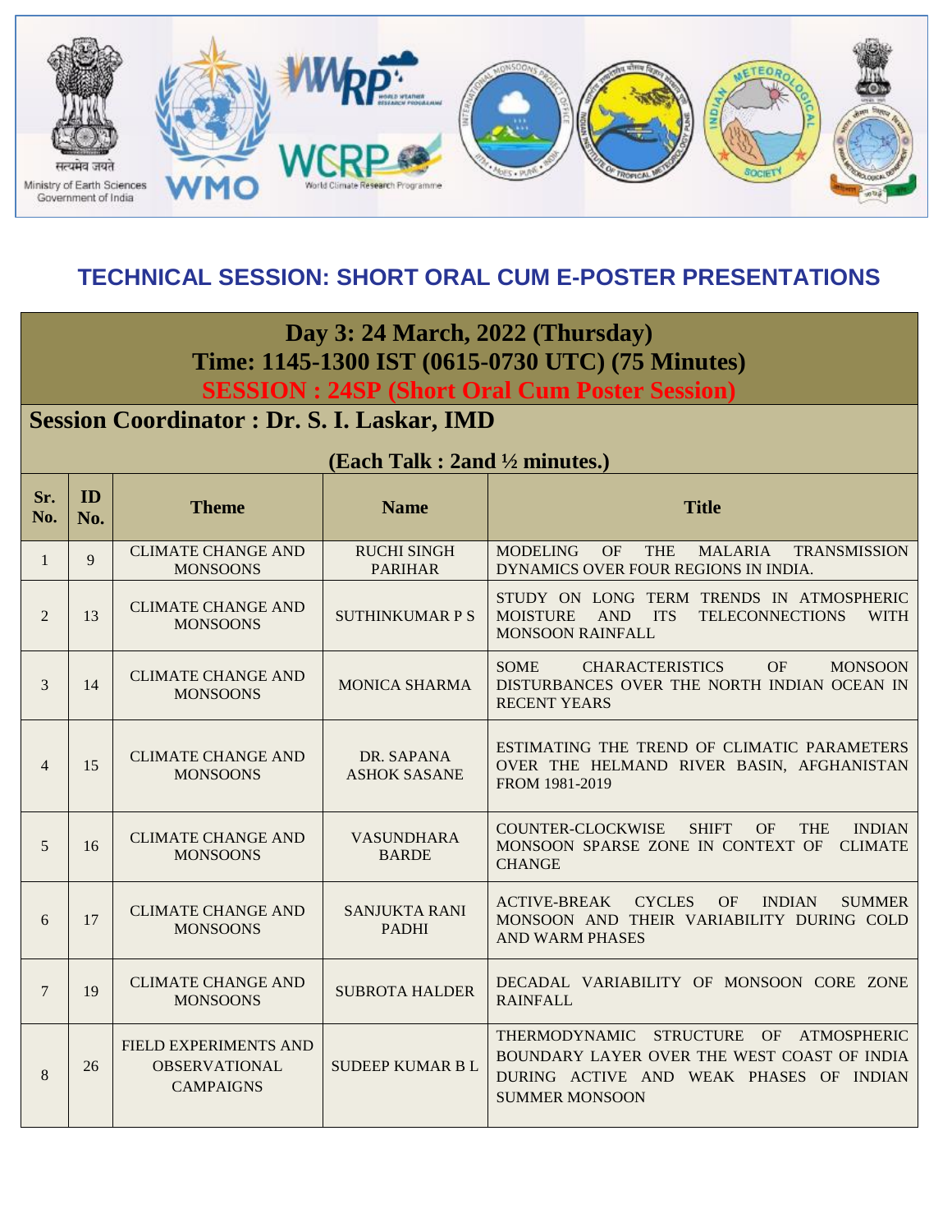## TECHNICAL SESSION: SHORT ORAL CUM E-POSTER PRESENTATIONS

**Day 3: 24 March, 2022 (Thursday)**

**Time: 1145-1300 IST (0615-0730 UTC) (75 Minutes)**

**SESSION : 24SP (Short Oral Cum Poster Session)**

**Session Coordinator : Dr. S. I. Laskar, IMD**

**(Each Talk : 2and ½ minutes.)**

| Sr. No. | ID No. | Theme | Name | Title |
|---|---|---|---|---|
| 1 | 9 | CLIMATE CHANGE AND MONSOONS | RUCHI SINGH PARIHAR | MODELING OF THE MALARIA TRANSMISSION DYNAMICS OVER FOUR REGIONS IN INDIA. |
| 2 | 13 | CLIMATE CHANGE AND MONSOONS | SUTHINKUMAR P S | STUDY ON LONG TERM TRENDS IN ATMOSPHERIC MOISTURE AND ITS TELECONNECTIONS WITH MONSOON RAINFALL |
| 3 | 14 | CLIMATE CHANGE AND MONSOONS | MONICA SHARMA | SOME CHARACTERISTICS OF MONSOON DISTURBANCES OVER THE NORTH INDIAN OCEAN IN RECENT YEARS |
| 4 | 15 | CLIMATE CHANGE AND MONSOONS | DR. SAPANA ASHOK SASANE | ESTIMATING THE TREND OF CLIMATIC PARAMETERS OVER THE HELMAND RIVER BASIN, AFGHANISTAN FROM 1981-2019 |
| 5 | 16 | CLIMATE CHANGE AND MONSOONS | VASUNDHARA BARDE | COUNTER-CLOCKWISE SHIFT OF THE INDIAN MONSOON SPARSE ZONE IN CONTEXT OF CLIMATE CHANGE |
| 6 | 17 | CLIMATE CHANGE AND MONSOONS | SANJUKTA RANI PADHI | ACTIVE-BREAK CYCLES OF INDIAN SUMMER MONSOON AND THEIR VARIABILITY DURING COLD AND WARM PHASES |
| 7 | 19 | CLIMATE CHANGE AND MONSOONS | SUBROTA HALDER | DECADAL VARIABILITY OF MONSOON CORE ZONE RAINFALL |
| 8 | 26 | FIELD EXPERIMENTS AND OBSERVATIONAL CAMPAIGNS | SUDEEP KUMAR B L | THERMODYNAMIC STRUCTURE OF ATMOSPHERIC BOUNDARY LAYER OVER THE WEST COAST OF INDIA DURING ACTIVE AND WEAK PHASES OF INDIAN SUMMER MONSOON |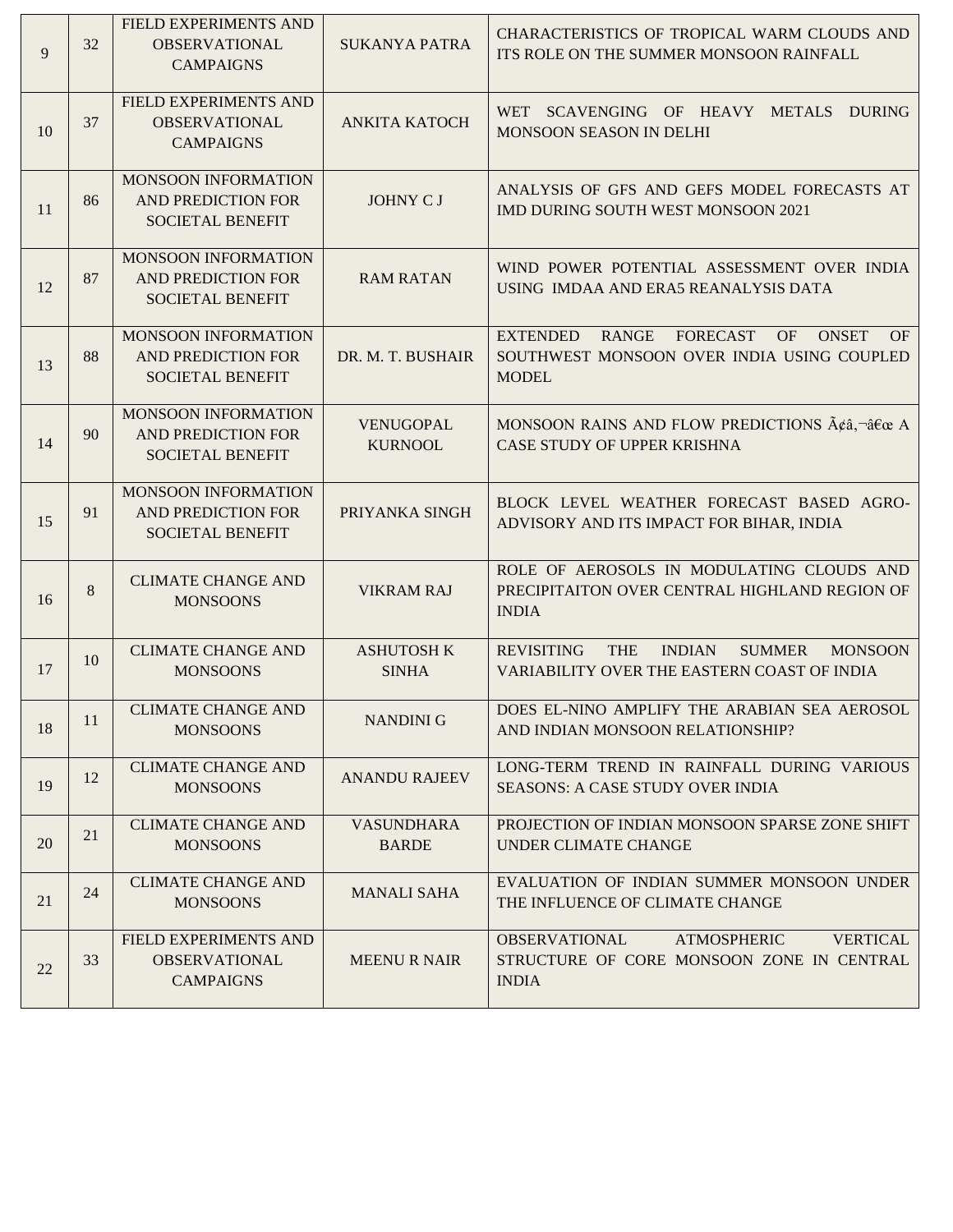| 9 | 32 | FIELD EXPERIMENTS AND OBSERVATIONAL CAMPAIGNS | SUKANYA PATRA | CHARACTERISTICS OF TROPICAL WARM CLOUDS AND ITS ROLE ON THE SUMMER MONSOON RAINFALL |
|---|---|---|---|---|
| 10 | 37 | FIELD EXPERIMENTS AND OBSERVATIONAL CAMPAIGNS | ANKITA KATOCH | WET SCAVENGING OF HEAVY METALS DURING MONSOON SEASON IN DELHI |
| 11 | 86 | MONSOON INFORMATION AND PREDICTION FOR SOCIETAL BENEFIT | JOHNY C J | ANALYSIS OF GFS AND GEFS MODEL FORECASTS AT IMD DURING SOUTH WEST MONSOON 2021 |
| 12 | 87 | MONSOON INFORMATION AND PREDICTION FOR SOCIETAL BENEFIT | RAM RATAN | WIND POWER POTENTIAL ASSESSMENT OVER INDIA USING IMDAA AND ERA5 REANALYSIS DATA |
| 13 | 88 | MONSOON INFORMATION AND PREDICTION FOR SOCIETAL BENEFIT | DR. M. T. BUSHAIR | EXTENDED RANGE FORECAST OF ONSET OF SOUTHWEST MONSOON OVER INDIA USING COUPLED MODEL |
| 14 | 90 | MONSOON INFORMATION AND PREDICTION FOR SOCIETAL BENEFIT | VENUGOPAL KURNOOL | MONSOON RAINS AND FLOW PREDICTIONS Ã¢â‚¬â€œ A CASE STUDY OF UPPER KRISHNA |
| 15 | 91 | MONSOON INFORMATION AND PREDICTION FOR SOCIETAL BENEFIT | PRIYANKA SINGH | BLOCK LEVEL WEATHER FORECAST BASED AGRO-ADVISORY AND ITS IMPACT FOR BIHAR, INDIA |
| 16 | 8 | CLIMATE CHANGE AND MONSOONS | VIKRAM RAJ | ROLE OF AEROSOLS IN MODULATING CLOUDS AND PRECIPITAITON OVER CENTRAL HIGHLAND REGION OF INDIA |
| 17 | 10 | CLIMATE CHANGE AND MONSOONS | ASHUTOSH K SINHA | REVISITING THE INDIAN SUMMER MONSOON VARIABILITY OVER THE EASTERN COAST OF INDIA |
| 18 | 11 | CLIMATE CHANGE AND MONSOONS | NANDINI G | DOES EL-NINO AMPLIFY THE ARABIAN SEA AEROSOL AND INDIAN MONSOON RELATIONSHIP? |
| 19 | 12 | CLIMATE CHANGE AND MONSOONS | ANANDU RAJEEV | LONG-TERM TREND IN RAINFALL DURING VARIOUS SEASONS: A CASE STUDY OVER INDIA |
| 20 | 21 | CLIMATE CHANGE AND MONSOONS | VASUNDHARA BARDE | PROJECTION OF INDIAN MONSOON SPARSE ZONE SHIFT UNDER CLIMATE CHANGE |
| 21 | 24 | CLIMATE CHANGE AND MONSOONS | MANALI SAHA | EVALUATION OF INDIAN SUMMER MONSOON UNDER THE INFLUENCE OF CLIMATE CHANGE |
| 22 | 33 | FIELD EXPERIMENTS AND OBSERVATIONAL CAMPAIGNS | MEENU R NAIR | OBSERVATIONAL ATMOSPHERIC VERTICAL STRUCTURE OF CORE MONSOON ZONE IN CENTRAL INDIA |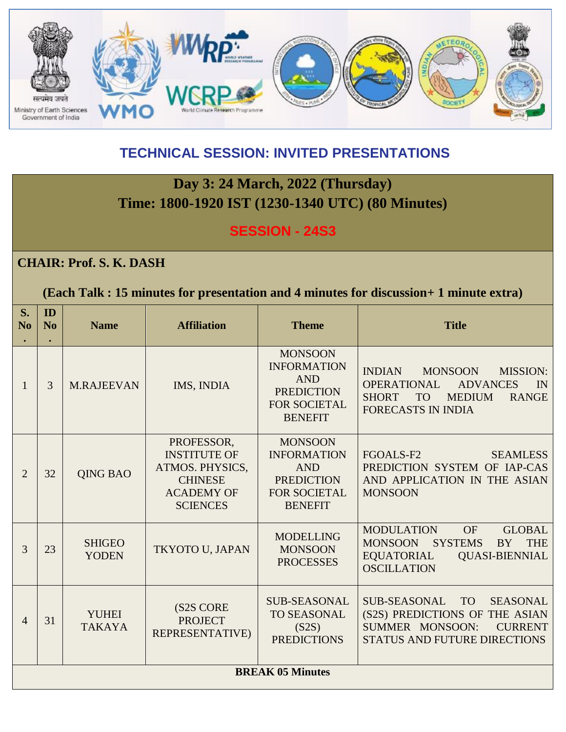## TECHNICAL SESSION: INVITED PRESENTATIONS

### Day 3: 24 March, 2022 (Thursday)
### Time: 1800-1920 IST (1230-1340 UTC) (80 Minutes)

### SESSION - 24S3

**CHAIR: Prof. S. K. DASH**

**(Each Talk : 15 minutes for presentation and 4 minutes for discussion+ 1 minute extra)**

| S. No. | ID No. | Name | Affiliation | Theme | Title |
|---|---|---|---|---|---|
| 1 | 3 | M.RAJEEVAN | IMS, INDIA | MONSOON INFORMATION AND PREDICTION FOR SOCIETAL BENEFIT | INDIAN MONSOON MISSION: OPERATIONAL ADVANCES IN SHORT TO MEDIUM RANGE FORECASTS IN INDIA |
| 2 | 32 | QING BAO | PROFESSOR, INSTITUTE OF ATMOS. PHYSICS, CHINESE ACADEMY OF SCIENCES | MONSOON INFORMATION AND PREDICTION FOR SOCIETAL BENEFIT | FGOALS-F2 SEAMLESS PREDICTION SYSTEM OF IAP-CAS AND APPLICATION IN THE ASIAN MONSOON |
| 3 | 23 | SHIGEO YODEN | TKYOTO U, JAPAN | MODELLING MONSOON PROCESSES | MODULATION OF GLOBAL MONSOON SYSTEMS BY THE EQUATORIAL QUASI-BIENNIAL OSCILLATION |
| 4 | 31 | YUHEI TAKAYA | (S2S CORE PROJECT REPRESENTATIVE) | SUB-SEASONAL TO SEASONAL (S2S) PREDICTIONS | SUB-SEASONAL TO SEASONAL (S2S) PREDICTIONS OF THE ASIAN SUMMER MONSOON: CURRENT STATUS AND FUTURE DIRECTIONS |
| **BREAK 05 Minutes** | | | | | |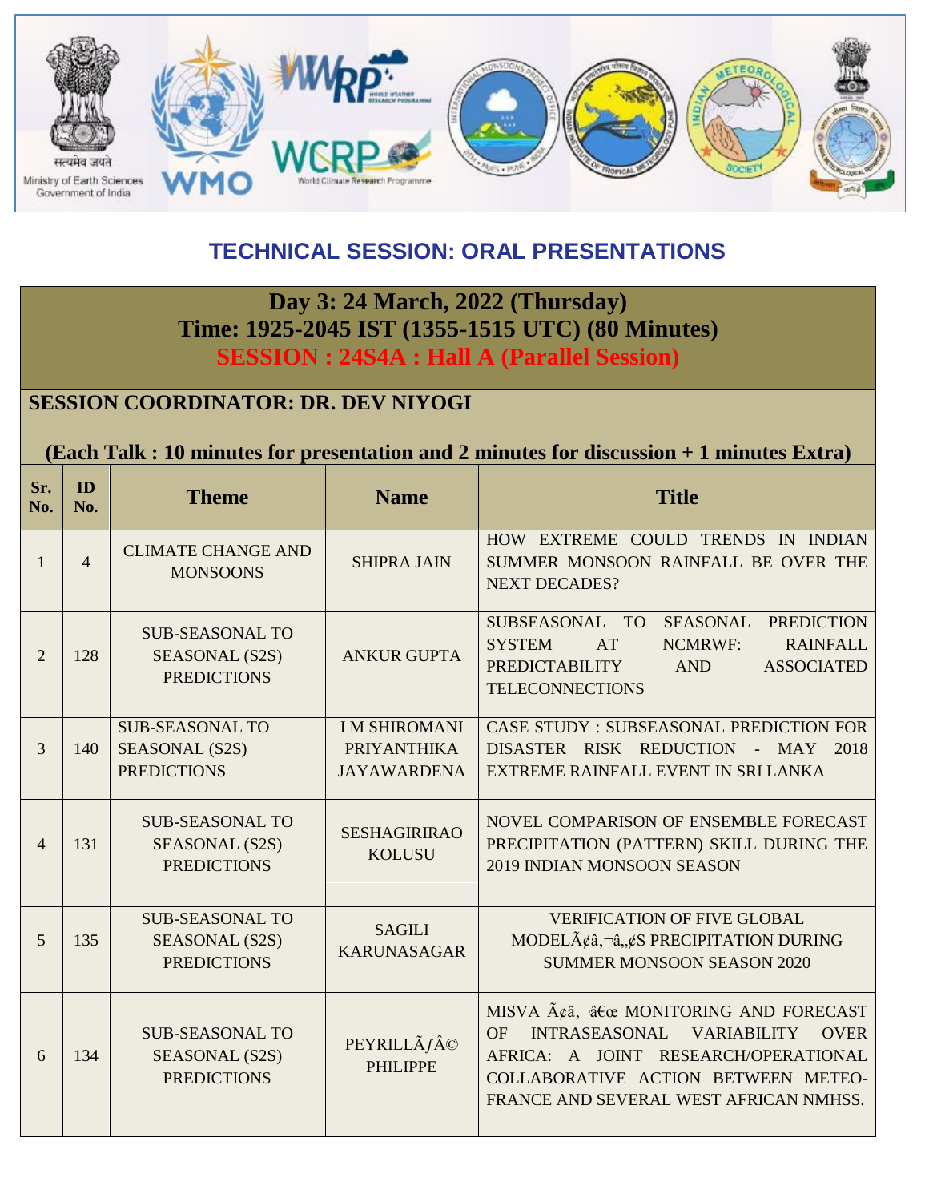## TECHNICAL SESSION: ORAL PRESENTATIONS

**Day 3: 24 March, 2022 (Thursday)**
**Time: 1925-2045 IST (1355-1515 UTC) (80 Minutes)**
**SESSION : 24S4A : Hall A (Parallel Session)**

**SESSION COORDINATOR: DR. DEV NIYOGI**

**(Each Talk : 10 minutes for presentation and 2 minutes for discussion + 1 minutes Extra)**

| Sr. No. | ID No. | Theme | Name | Title |
|---|---|---|---|---|
| 1 | 4 | CLIMATE CHANGE AND MONSOONS | SHIPRA JAIN | HOW EXTREME COULD TRENDS IN INDIAN SUMMER MONSOON RAINFALL BE OVER THE NEXT DECADES? |
| 2 | 128 | SUB-SEASONAL TO SEASONAL (S2S) PREDICTIONS | ANKUR GUPTA | SUBSEASONAL TO SEASONAL PREDICTION SYSTEM AT NCMRWF: RAINFALL PREDICTABILITY AND ASSOCIATED TELECONNECTIONS |
| 3 | 140 | SUB-SEASONAL TO SEASONAL (S2S) PREDICTIONS | I M SHIROMANI PRIYANTHIKA JAYAWARDENA | CASE STUDY : SUBSEASONAL PREDICTION FOR DISASTER RISK REDUCTION - MAY 2018 EXTREME RAINFALL EVENT IN SRI LANKA |
| 4 | 131 | SUB-SEASONAL TO SEASONAL (S2S) PREDICTIONS | SESHAGIRIRAO KOLUSU | NOVEL COMPARISON OF ENSEMBLE FORECAST PRECIPITATION (PATTERN) SKILL DURING THE 2019 INDIAN MONSOON SEASON |
| 5 | 135 | SUB-SEASONAL TO SEASONAL (S2S) PREDICTIONS | SAGILI KARUNASAGAR | VERIFICATION OF FIVE GLOBAL MODELÃ¢â,¬â„¢S PRECIPITATION DURING SUMMER MONSOON SEASON 2020 |
| 6 | 134 | SUB-SEASONAL TO SEASONAL (S2S) PREDICTIONS | PEYRILLÃƒÂ© PHILIPPE | MISVA Ã¢â,¬â€œ MONITORING AND FORECAST OF INTRASEASONAL VARIABILITY OVER AFRICA: A JOINT RESEARCH/OPERATIONAL COLLABORATIVE ACTION BETWEEN METEO-FRANCE AND SEVERAL WEST AFRICAN NMHSS. |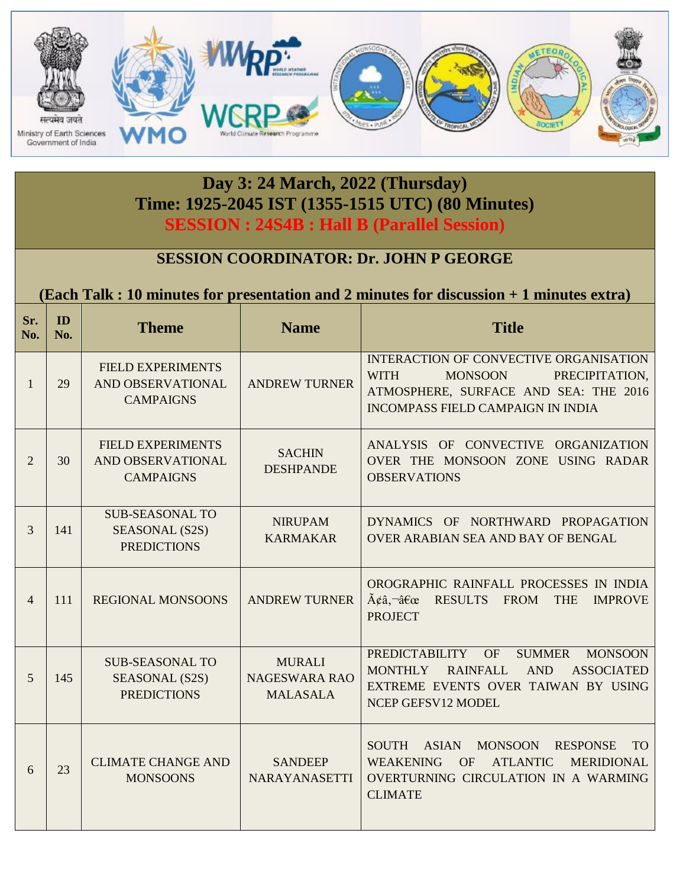## Day 3: 24 March, 2022 (Thursday)
## Time: 1925-2045 IST (1355-1515 UTC) (80 Minutes)
## SESSION : 24S4B : Hall B (Parallel Session)

### SESSION COORDINATOR: Dr. JOHN P GEORGE

**(Each Talk : 10 minutes for presentation and 2 minutes for discussion + 1 minutes extra)**

| Sr. No. | ID No. | Theme | Name | Title |
|---|---|---|---|---|
| 1 | 29 | FIELD EXPERIMENTS AND OBSERVATIONAL CAMPAIGNS | ANDREW TURNER | INTERACTION OF CONVECTIVE ORGANISATION WITH MONSOON PRECIPITATION, ATMOSPHERE, SURFACE AND SEA: THE 2016 INCOMPASS FIELD CAMPAIGN IN INDIA |
| 2 | 30 | FIELD EXPERIMENTS AND OBSERVATIONAL CAMPAIGNS | SACHIN DESHPANDE | ANALYSIS OF CONVECTIVE ORGANIZATION OVER THE MONSOON ZONE USING RADAR OBSERVATIONS |
| 3 | 141 | SUB-SEASONAL TO SEASONAL (S2S) PREDICTIONS | NIRUPAM KARMAKAR | DYNAMICS OF NORTHWARD PROPAGATION OVER ARABIAN SEA AND BAY OF BENGAL |
| 4 | 111 | REGIONAL MONSOONS | ANDREW TURNER | OROGRAPHIC RAINFALL PROCESSES IN INDIA Ã¢â‚¬â€œ RESULTS FROM THE IMPROVE PROJECT |
| 5 | 145 | SUB-SEASONAL TO SEASONAL (S2S) PREDICTIONS | MURALI NAGESWARA RAO MALASALA | PREDICTABILITY OF SUMMER MONSOON MONTHLY RAINFALL AND ASSOCIATED EXTREME EVENTS OVER TAIWAN BY USING NCEP GEFSV12 MODEL |
| 6 | 23 | CLIMATE CHANGE AND MONSOONS | SANDEEP NARAYANASETTI | SOUTH ASIAN MONSOON RESPONSE TO WEAKENING OF ATLANTIC MERIDIONAL OVERTURNING CIRCULATION IN A WARMING CLIMATE |